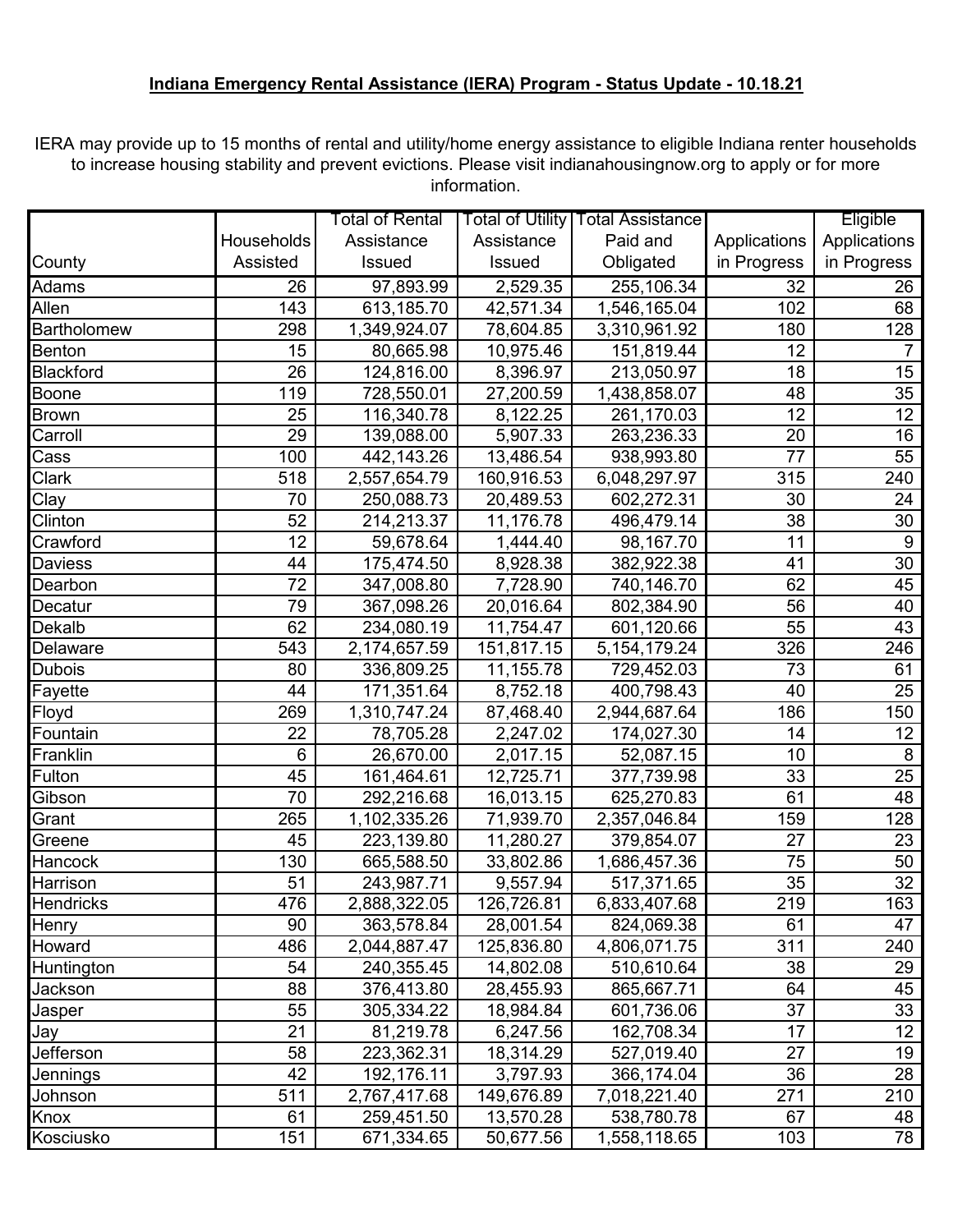**Indiana Emergency Rental Assistance (IERA) Program - Status Update - 10.18.21**

IERA may provide up to 15 months of rental and utility/home energy assistance to eligible Indiana renter households to increase housing stability and prevent evictions. Please visit indianahousingnow.org to apply or for more information.

| County | Households Assisted | Total of Rental Assistance Issued | Total of Utility Assistance Issued | Total Assistance Paid and Obligated | Applications in Progress | Eligible Applications in Progress |
|---|---|---|---|---|---|---|
| Adams | 26 | 97,893.99 | 2,529.35 | 255,106.34 | 32 | 26 |
| Allen | 143 | 613,185.70 | 42,571.34 | 1,546,165.04 | 102 | 68 |
| Bartholomew | 298 | 1,349,924.07 | 78,604.85 | 3,310,961.92 | 180 | 128 |
| Benton | 15 | 80,665.98 | 10,975.46 | 151,819.44 | 12 | 7 |
| Blackford | 26 | 124,816.00 | 8,396.97 | 213,050.97 | 18 | 15 |
| Boone | 119 | 728,550.01 | 27,200.59 | 1,438,858.07 | 48 | 35 |
| Brown | 25 | 116,340.78 | 8,122.25 | 261,170.03 | 12 | 12 |
| Carroll | 29 | 139,088.00 | 5,907.33 | 263,236.33 | 20 | 16 |
| Cass | 100 | 442,143.26 | 13,486.54 | 938,993.80 | 77 | 55 |
| Clark | 518 | 2,557,654.79 | 160,916.53 | 6,048,297.97 | 315 | 240 |
| Clay | 70 | 250,088.73 | 20,489.53 | 602,272.31 | 30 | 24 |
| Clinton | 52 | 214,213.37 | 11,176.78 | 496,479.14 | 38 | 30 |
| Crawford | 12 | 59,678.64 | 1,444.40 | 98,167.70 | 11 | 9 |
| Daviess | 44 | 175,474.50 | 8,928.38 | 382,922.38 | 41 | 30 |
| Dearbon | 72 | 347,008.80 | 7,728.90 | 740,146.70 | 62 | 45 |
| Decatur | 79 | 367,098.26 | 20,016.64 | 802,384.90 | 56 | 40 |
| Dekalb | 62 | 234,080.19 | 11,754.47 | 601,120.66 | 55 | 43 |
| Delaware | 543 | 2,174,657.59 | 151,817.15 | 5,154,179.24 | 326 | 246 |
| Dubois | 80 | 336,809.25 | 11,155.78 | 729,452.03 | 73 | 61 |
| Fayette | 44 | 171,351.64 | 8,752.18 | 400,798.43 | 40 | 25 |
| Floyd | 269 | 1,310,747.24 | 87,468.40 | 2,944,687.64 | 186 | 150 |
| Fountain | 22 | 78,705.28 | 2,247.02 | 174,027.30 | 14 | 12 |
| Franklin | 6 | 26,670.00 | 2,017.15 | 52,087.15 | 10 | 8 |
| Fulton | 45 | 161,464.61 | 12,725.71 | 377,739.98 | 33 | 25 |
| Gibson | 70 | 292,216.68 | 16,013.15 | 625,270.83 | 61 | 48 |
| Grant | 265 | 1,102,335.26 | 71,939.70 | 2,357,046.84 | 159 | 128 |
| Greene | 45 | 223,139.80 | 11,280.27 | 379,854.07 | 27 | 23 |
| Hancock | 130 | 665,588.50 | 33,802.86 | 1,686,457.36 | 75 | 50 |
| Harrison | 51 | 243,987.71 | 9,557.94 | 517,371.65 | 35 | 32 |
| Hendricks | 476 | 2,888,322.05 | 126,726.81 | 6,833,407.68 | 219 | 163 |
| Henry | 90 | 363,578.84 | 28,001.54 | 824,069.38 | 61 | 47 |
| Howard | 486 | 2,044,887.47 | 125,836.80 | 4,806,071.75 | 311 | 240 |
| Huntington | 54 | 240,355.45 | 14,802.08 | 510,610.64 | 38 | 29 |
| Jackson | 88 | 376,413.80 | 28,455.93 | 865,667.71 | 64 | 45 |
| Jasper | 55 | 305,334.22 | 18,984.84 | 601,736.06 | 37 | 33 |
| Jay | 21 | 81,219.78 | 6,247.56 | 162,708.34 | 17 | 12 |
| Jefferson | 58 | 223,362.31 | 18,314.29 | 527,019.40 | 27 | 19 |
| Jennings | 42 | 192,176.11 | 3,797.93 | 366,174.04 | 36 | 28 |
| Johnson | 511 | 2,767,417.68 | 149,676.89 | 7,018,221.40 | 271 | 210 |
| Knox | 61 | 259,451.50 | 13,570.28 | 538,780.78 | 67 | 48 |
| Kosciusko | 151 | 671,334.65 | 50,677.56 | 1,558,118.65 | 103 | 78 |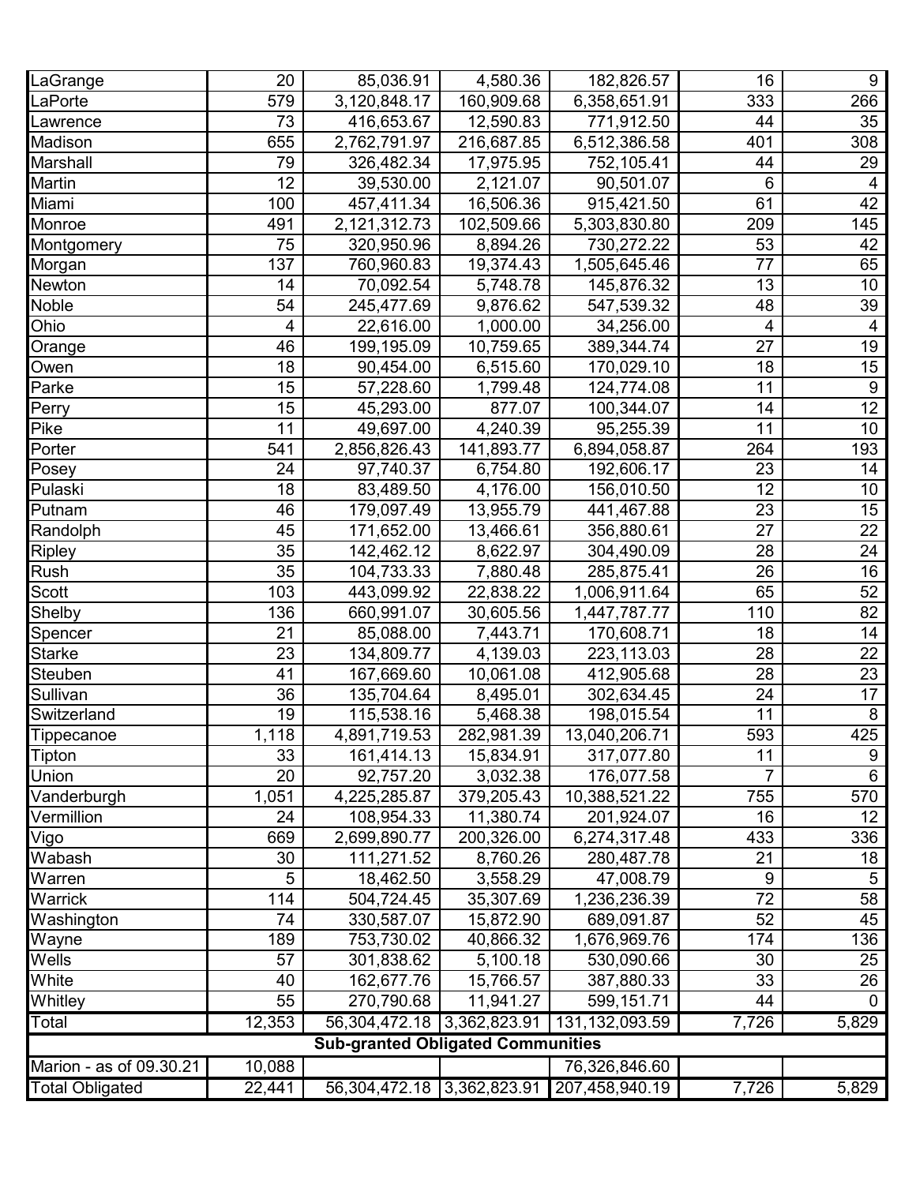| | | | | | | |
|---|---|---|---|---|---|---|
| LaGrange | 20 | 85,036.91 | 4,580.36 | 182,826.57 | 16 | 9 |
| LaPorte | 579 | 3,120,848.17 | 160,909.68 | 6,358,651.91 | 333 | 266 |
| Lawrence | 73 | 416,653.67 | 12,590.83 | 771,912.50 | 44 | 35 |
| Madison | 655 | 2,762,791.97 | 216,687.85 | 6,512,386.58 | 401 | 308 |
| Marshall | 79 | 326,482.34 | 17,975.95 | 752,105.41 | 44 | 29 |
| Martin | 12 | 39,530.00 | 2,121.07 | 90,501.07 | 6 | 4 |
| Miami | 100 | 457,411.34 | 16,506.36 | 915,421.50 | 61 | 42 |
| Monroe | 491 | 2,121,312.73 | 102,509.66 | 5,303,830.80 | 209 | 145 |
| Montgomery | 75 | 320,950.96 | 8,894.26 | 730,272.22 | 53 | 42 |
| Morgan | 137 | 760,960.83 | 19,374.43 | 1,505,645.46 | 77 | 65 |
| Newton | 14 | 70,092.54 | 5,748.78 | 145,876.32 | 13 | 10 |
| Noble | 54 | 245,477.69 | 9,876.62 | 547,539.32 | 48 | 39 |
| Ohio | 4 | 22,616.00 | 1,000.00 | 34,256.00 | 4 | 4 |
| Orange | 46 | 199,195.09 | 10,759.65 | 389,344.74 | 27 | 19 |
| Owen | 18 | 90,454.00 | 6,515.60 | 170,029.10 | 18 | 15 |
| Parke | 15 | 57,228.60 | 1,799.48 | 124,774.08 | 11 | 9 |
| Perry | 15 | 45,293.00 | 877.07 | 100,344.07 | 14 | 12 |
| Pike | 11 | 49,697.00 | 4,240.39 | 95,255.39 | 11 | 10 |
| Porter | 541 | 2,856,826.43 | 141,893.77 | 6,894,058.87 | 264 | 193 |
| Posey | 24 | 97,740.37 | 6,754.80 | 192,606.17 | 23 | 14 |
| Pulaski | 18 | 83,489.50 | 4,176.00 | 156,010.50 | 12 | 10 |
| Putnam | 46 | 179,097.49 | 13,955.79 | 441,467.88 | 23 | 15 |
| Randolph | 45 | 171,652.00 | 13,466.61 | 356,880.61 | 27 | 22 |
| Ripley | 35 | 142,462.12 | 8,622.97 | 304,490.09 | 28 | 24 |
| Rush | 35 | 104,733.33 | 7,880.48 | 285,875.41 | 26 | 16 |
| Scott | 103 | 443,099.92 | 22,838.22 | 1,006,911.64 | 65 | 52 |
| Shelby | 136 | 660,991.07 | 30,605.56 | 1,447,787.77 | 110 | 82 |
| Spencer | 21 | 85,088.00 | 7,443.71 | 170,608.71 | 18 | 14 |
| Starke | 23 | 134,809.77 | 4,139.03 | 223,113.03 | 28 | 22 |
| Steuben | 41 | 167,669.60 | 10,061.08 | 412,905.68 | 28 | 23 |
| Sullivan | 36 | 135,704.64 | 8,495.01 | 302,634.45 | 24 | 17 |
| Switzerland | 19 | 115,538.16 | 5,468.38 | 198,015.54 | 11 | 8 |
| Tippecanoe | 1,118 | 4,891,719.53 | 282,981.39 | 13,040,206.71 | 593 | 425 |
| Tipton | 33 | 161,414.13 | 15,834.91 | 317,077.80 | 11 | 9 |
| Union | 20 | 92,757.20 | 3,032.38 | 176,077.58 | 7 | 6 |
| Vanderburgh | 1,051 | 4,225,285.87 | 379,205.43 | 10,388,521.22 | 755 | 570 |
| Vermillion | 24 | 108,954.33 | 11,380.74 | 201,924.07 | 16 | 12 |
| Vigo | 669 | 2,699,890.77 | 200,326.00 | 6,274,317.48 | 433 | 336 |
| Wabash | 30 | 111,271.52 | 8,760.26 | 280,487.78 | 21 | 18 |
| Warren | 5 | 18,462.50 | 3,558.29 | 47,008.79 | 9 | 5 |
| Warrick | 114 | 504,724.45 | 35,307.69 | 1,236,236.39 | 72 | 58 |
| Washington | 74 | 330,587.07 | 15,872.90 | 689,091.87 | 52 | 45 |
| Wayne | 189 | 753,730.02 | 40,866.32 | 1,676,969.76 | 174 | 136 |
| Wells | 57 | 301,838.62 | 5,100.18 | 530,090.66 | 30 | 25 |
| White | 40 | 162,677.76 | 15,766.57 | 387,880.33 | 33 | 26 |
| Whitley | 55 | 270,790.68 | 11,941.27 | 599,151.71 | 44 | 0 |
| Total | 12,353 | 56,304,472.18 | 3,362,823.91 | 131,132,093.59 | 7,726 | 5,829 |
| **Sub-granted Obligated Communities** | | | | | | |
| Marion - as of 09.30.21 | 10,088 | | | 76,326,846.60 | | |
| Total Obligated | 22,441 | 56,304,472.18 | 3,362,823.91 | 207,458,940.19 | 7,726 | 5,829 |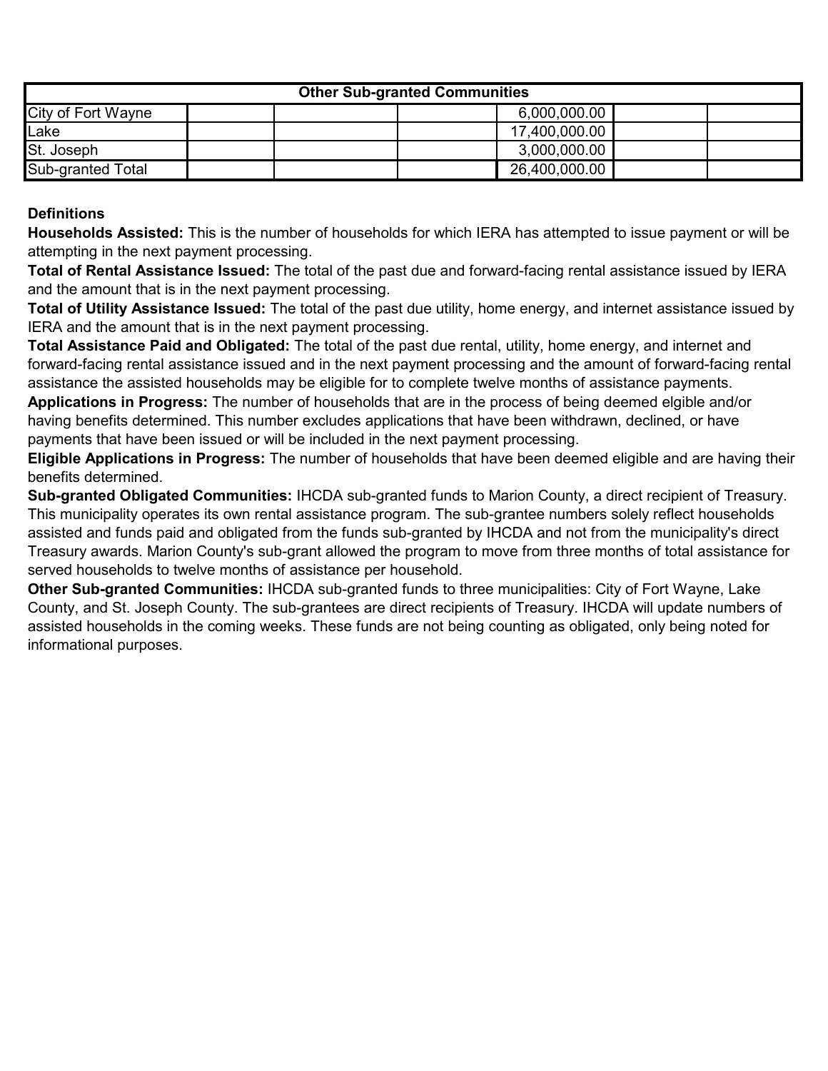| Other Sub-granted Communities | | | | | | |
|---|---|---|---|---|---|---|
| City of Fort Wayne | | | | 6,000,000.00 | | |
| Lake | | | | 17,400,000.00 | | |
| St. Joseph | | | | 3,000,000.00 | | |
| Sub-granted Total | | | | 26,400,000.00 | | |

**Definitions**

**Households Assisted:** This is the number of households for which IERA has attempted to issue payment or will be attempting in the next payment processing.

**Total of Rental Assistance Issued:** The total of the past due and forward-facing rental assistance issued by IERA and the amount that is in the next payment processing.

**Total of Utility Assistance Issued:** The total of the past due utility, home energy, and internet assistance issued by IERA and the amount that is in the next payment processing.

**Total Assistance Paid and Obligated:** The total of the past due rental, utility, home energy, and internet and forward-facing rental assistance issued and in the next payment processing and the amount of forward-facing rental assistance the assisted households may be eligible for to complete twelve months of assistance payments.

**Applications in Progress:** The number of households that are in the process of being deemed elgible and/or having benefits determined. This number excludes applications that have been withdrawn, declined, or have payments that have been issued or will be included in the next payment processing.

**Eligible Applications in Progress:** The number of households that have been deemed eligible and are having their benefits determined.

**Sub-granted Obligated Communities:** IHCDA sub-granted funds to Marion County, a direct recipient of Treasury. This municipality operates its own rental assistance program. The sub-grantee numbers solely reflect households assisted and funds paid and obligated from the funds sub-granted by IHCDA and not from the municipality's direct Treasury awards. Marion County's sub-grant allowed the program to move from three months of total assistance for served households to twelve months of assistance per household.

**Other Sub-granted Communities:** IHCDA sub-granted funds to three municipalities: City of Fort Wayne, Lake County, and St. Joseph County. The sub-grantees are direct recipients of Treasury. IHCDA will update numbers of assisted households in the coming weeks. These funds are not being counting as obligated, only being noted for informational purposes.